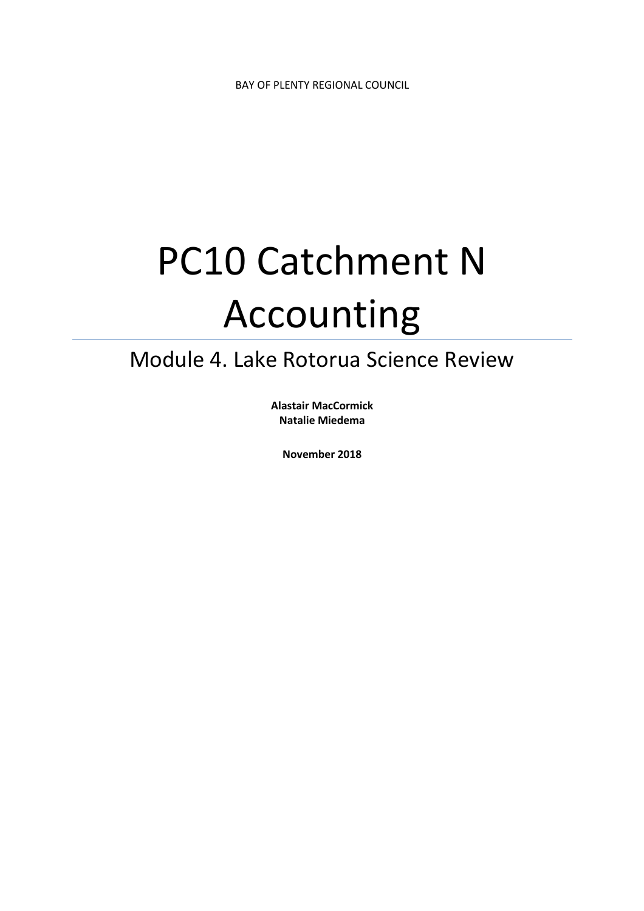BAY OF PLENTY REGIONAL COUNCIL

# PC10 Catchment N Accounting

## Module 4. Lake Rotorua Science Review

**Alastair MacCormick**
**Natalie Miedema**

**November 2018**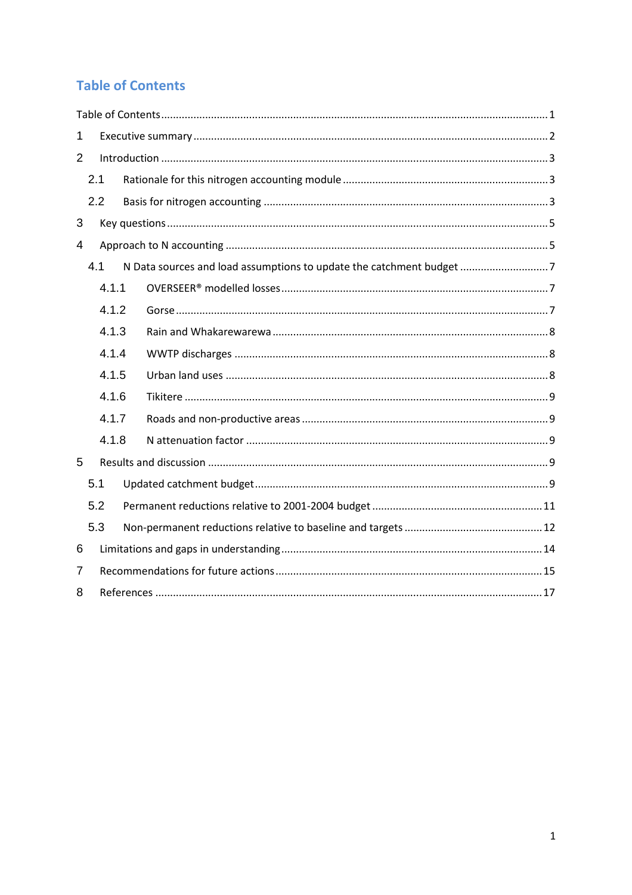# Table of Contents

Table of Contents ........................................................................................................................................ 1

1 Executive summary ........................................................................................................................... 2

2 Introduction ...................................................................................................................................... 3

2.1 Rationale for this nitrogen accounting module ........................................................................ 3

2.2 Basis for nitrogen accounting ................................................................................................... 3

3 Key questions ..................................................................................................................................... 5

4 Approach to N accounting ................................................................................................................ 5

4.1 N Data sources and load assumptions to update the catchment budget ............................... 7

4.1.1 OVERSEER® modelled losses .............................................................................................. 7

4.1.2 Gorse ................................................................................................................................... 7

4.1.3 Rain and Whakarewarewa ................................................................................................. 8

4.1.4 WWTP discharges ............................................................................................................... 8

4.1.5 Urban land uses ................................................................................................................. 8

4.1.6 Tikitere ............................................................................................................................... 9

4.1.7 Roads and non-productive areas ....................................................................................... 9

4.1.8 N attenuation factor .......................................................................................................... 9

5 Results and discussion ...................................................................................................................... 9

5.1 Updated catchment budget ...................................................................................................... 9

5.2 Permanent reductions relative to 2001-2004 budget ............................................................ 11

5.3 Non-permanent reductions relative to baseline and targets ................................................ 12

6 Limitations and gaps in understanding ........................................................................................... 14

7 Recommendations for future actions ............................................................................................. 15

8 References ........................................................................................................................................ 17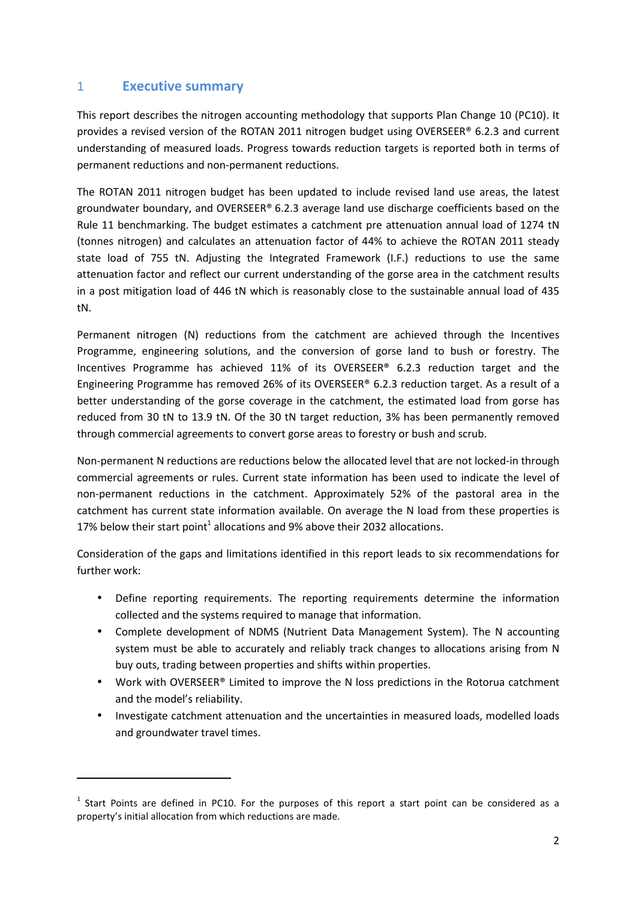# 1 Executive summary

This report describes the nitrogen accounting methodology that supports Plan Change 10 (PC10). It provides a revised version of the ROTAN 2011 nitrogen budget using OVERSEER® 6.2.3 and current understanding of measured loads. Progress towards reduction targets is reported both in terms of permanent reductions and non-permanent reductions.

The ROTAN 2011 nitrogen budget has been updated to include revised land use areas, the latest groundwater boundary, and OVERSEER® 6.2.3 average land use discharge coefficients based on the Rule 11 benchmarking. The budget estimates a catchment pre attenuation annual load of 1274 tN (tonnes nitrogen) and calculates an attenuation factor of 44% to achieve the ROTAN 2011 steady state load of 755 tN. Adjusting the Integrated Framework (I.F.) reductions to use the same attenuation factor and reflect our current understanding of the gorse area in the catchment results in a post mitigation load of 446 tN which is reasonably close to the sustainable annual load of 435 tN.

Permanent nitrogen (N) reductions from the catchment are achieved through the Incentives Programme, engineering solutions, and the conversion of gorse land to bush or forestry. The Incentives Programme has achieved 11% of its OVERSEER® 6.2.3 reduction target and the Engineering Programme has removed 26% of its OVERSEER® 6.2.3 reduction target. As a result of a better understanding of the gorse coverage in the catchment, the estimated load from gorse has reduced from 30 tN to 13.9 tN. Of the 30 tN target reduction, 3% has been permanently removed through commercial agreements to convert gorse areas to forestry or bush and scrub.

Non-permanent N reductions are reductions below the allocated level that are not locked-in through commercial agreements or rules. Current state information has been used to indicate the level of non-permanent reductions in the catchment. Approximately 52% of the pastoral area in the catchment has current state information available. On average the N load from these properties is 17% below their start point[1] allocations and 9% above their 2032 allocations.

Consideration of the gaps and limitations identified in this report leads to six recommendations for further work:

- Define reporting requirements. The reporting requirements determine the information collected and the systems required to manage that information.
- Complete development of NDMS (Nutrient Data Management System). The N accounting system must be able to accurately and reliably track changes to allocations arising from N buy outs, trading between properties and shifts within properties.
- Work with OVERSEER® Limited to improve the N loss predictions in the Rotorua catchment and the model's reliability.
- Investigate catchment attenuation and the uncertainties in measured loads, modelled loads and groundwater travel times.

[1] Start Points are defined in PC10. For the purposes of this report a start point can be considered as a property's initial allocation from which reductions are made.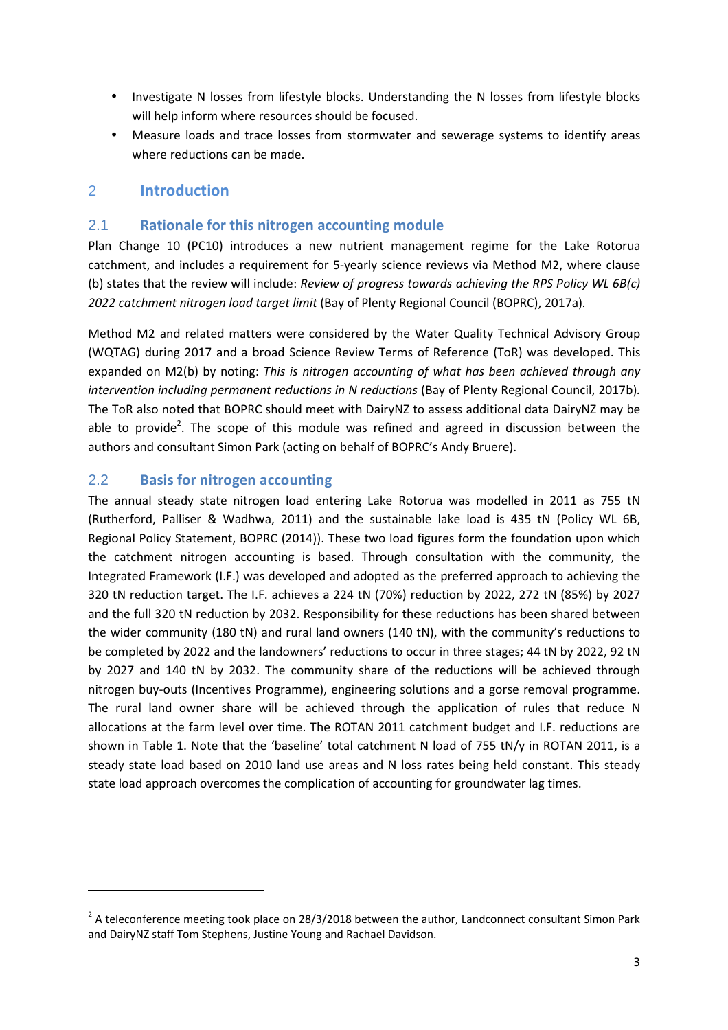- Investigate N losses from lifestyle blocks. Understanding the N losses from lifestyle blocks will help inform where resources should be focused.
- Measure loads and trace losses from stormwater and sewerage systems to identify areas where reductions can be made.

# 2 Introduction

## 2.1 Rationale for this nitrogen accounting module

Plan Change 10 (PC10) introduces a new nutrient management regime for the Lake Rotorua catchment, and includes a requirement for 5-yearly science reviews via Method M2, where clause (b) states that the review will include: *Review of progress towards achieving the RPS Policy WL 6B(c) 2022 catchment nitrogen load target limit* (Bay of Plenty Regional Council (BOPRC), 2017a).

Method M2 and related matters were considered by the Water Quality Technical Advisory Group (WQTAG) during 2017 and a broad Science Review Terms of Reference (ToR) was developed. This expanded on M2(b) by noting: *This is nitrogen accounting of what has been achieved through any intervention including permanent reductions in N reductions* (Bay of Plenty Regional Council, 2017b). The ToR also noted that BOPRC should meet with DairyNZ to assess additional data DairyNZ may be able to provide[2]. The scope of this module was refined and agreed in discussion between the authors and consultant Simon Park (acting on behalf of BOPRC's Andy Bruere).

## 2.2 Basis for nitrogen accounting

The annual steady state nitrogen load entering Lake Rotorua was modelled in 2011 as 755 tN (Rutherford, Palliser & Wadhwa, 2011) and the sustainable lake load is 435 tN (Policy WL 6B, Regional Policy Statement, BOPRC (2014)). These two load figures form the foundation upon which the catchment nitrogen accounting is based. Through consultation with the community, the Integrated Framework (I.F.) was developed and adopted as the preferred approach to achieving the 320 tN reduction target. The I.F. achieves a 224 tN (70%) reduction by 2022, 272 tN (85%) by 2027 and the full 320 tN reduction by 2032. Responsibility for these reductions has been shared between the wider community (180 tN) and rural land owners (140 tN), with the community's reductions to be completed by 2022 and the landowners' reductions to occur in three stages; 44 tN by 2022, 92 tN by 2027 and 140 tN by 2032. The community share of the reductions will be achieved through nitrogen buy-outs (Incentives Programme), engineering solutions and a gorse removal programme. The rural land owner share will be achieved through the application of rules that reduce N allocations at the farm level over time. The ROTAN 2011 catchment budget and I.F. reductions are shown in Table 1. Note that the 'baseline' total catchment N load of 755 tN/y in ROTAN 2011, is a steady state load based on 2010 land use areas and N loss rates being held constant. This steady state load approach overcomes the complication of accounting for groundwater lag times.

---

[2] A teleconference meeting took place on 28/3/2018 between the author, Landconnect consultant Simon Park and DairyNZ staff Tom Stephens, Justine Young and Rachael Davidson.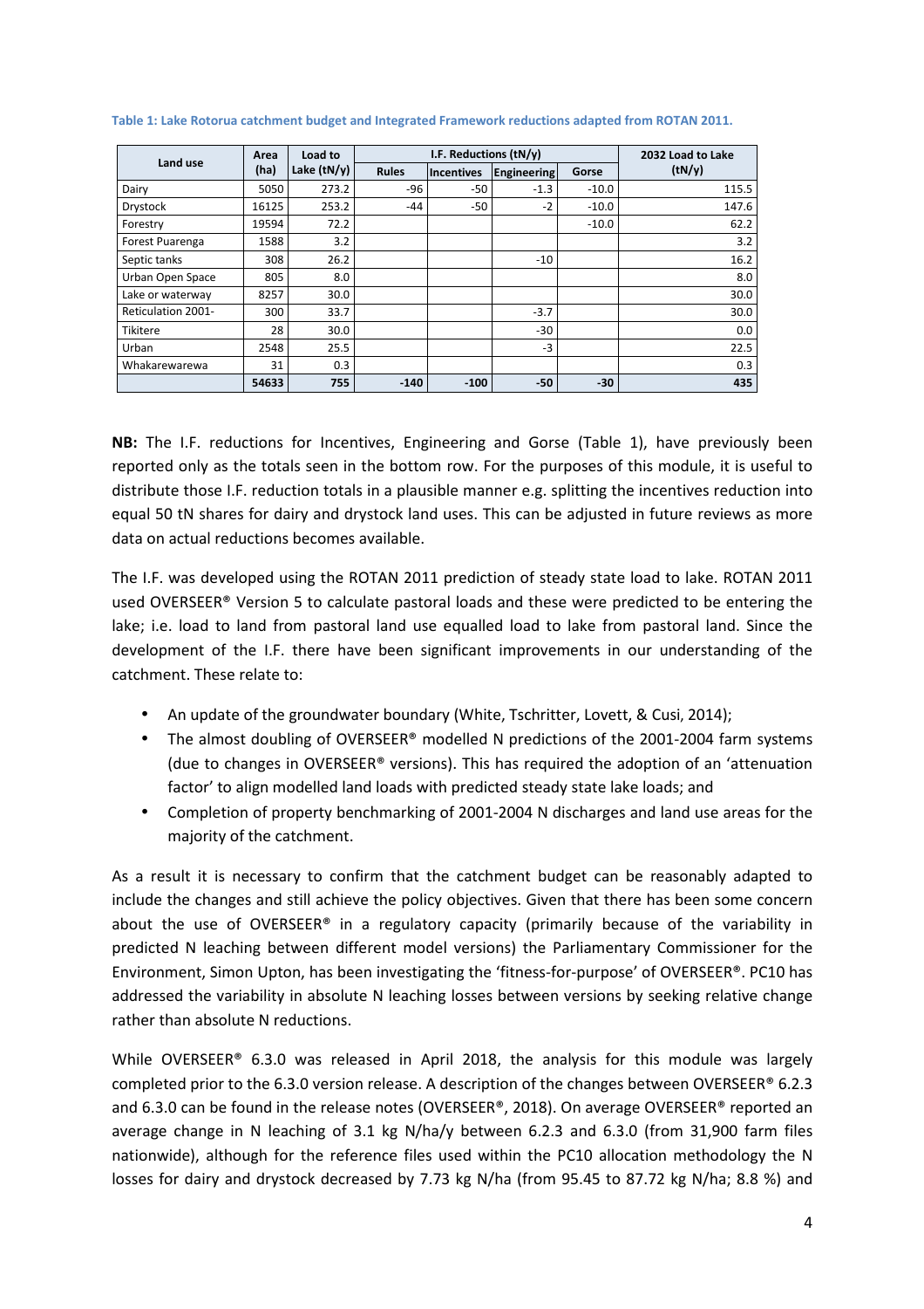**Table 1: Lake Rotorua catchment budget and Integrated Framework reductions adapted from ROTAN 2011.**

| Land use | Area (ha) | Load to Lake (tN/y) | I.F. Reductions (tN/y) | | | | 2032 Load to Lake (tN/y) |
|---|---|---|---|---|---|---|---|
| | | | Rules | Incentives | Engineering | Gorse | |
| Dairy | 5050 | 273.2 | -96 | -50 | -1.3 | -10.0 | 115.5 |
| Drystock | 16125 | 253.2 | -44 | -50 | -2 | -10.0 | 147.6 |
| Forestry | 19594 | 72.2 | | | | -10.0 | 62.2 |
| Forest Puarenga | 1588 | 3.2 | | | | | 3.2 |
| Septic tanks | 308 | 26.2 | | | -10 | | 16.2 |
| Urban Open Space | 805 | 8.0 | | | | | 8.0 |
| Lake or waterway | 8257 | 30.0 | | | | | 30.0 |
| Reticulation 2001- | 300 | 33.7 | | | -3.7 | | 30.0 |
| Tikitere | 28 | 30.0 | | | -30 | | 0.0 |
| Urban | 2548 | 25.5 | | | -3 | | 22.5 |
| Whakarewarewa | 31 | 0.3 | | | | | 0.3 |
| | **54633** | **755** | **-140** | **-100** | **-50** | **-30** | **435** |

**NB:** The I.F. reductions for Incentives, Engineering and Gorse (Table 1), have previously been reported only as the totals seen in the bottom row. For the purposes of this module, it is useful to distribute those I.F. reduction totals in a plausible manner e.g. splitting the incentives reduction into equal 50 tN shares for dairy and drystock land uses. This can be adjusted in future reviews as more data on actual reductions becomes available.

The I.F. was developed using the ROTAN 2011 prediction of steady state load to lake. ROTAN 2011 used OVERSEER® Version 5 to calculate pastoral loads and these were predicted to be entering the lake; i.e. load to land from pastoral land use equalled load to lake from pastoral land. Since the development of the I.F. there have been significant improvements in our understanding of the catchment. These relate to:

- An update of the groundwater boundary (White, Tschritter, Lovett, & Cusi, 2014);
- The almost doubling of OVERSEER® modelled N predictions of the 2001-2004 farm systems (due to changes in OVERSEER® versions). This has required the adoption of an 'attenuation factor' to align modelled land loads with predicted steady state lake loads; and
- Completion of property benchmarking of 2001-2004 N discharges and land use areas for the majority of the catchment.

As a result it is necessary to confirm that the catchment budget can be reasonably adapted to include the changes and still achieve the policy objectives. Given that there has been some concern about the use of OVERSEER® in a regulatory capacity (primarily because of the variability in predicted N leaching between different model versions) the Parliamentary Commissioner for the Environment, Simon Upton, has been investigating the 'fitness-for-purpose' of OVERSEER®. PC10 has addressed the variability in absolute N leaching losses between versions by seeking relative change rather than absolute N reductions.

While OVERSEER® 6.3.0 was released in April 2018, the analysis for this module was largely completed prior to the 6.3.0 version release. A description of the changes between OVERSEER® 6.2.3 and 6.3.0 can be found in the release notes (OVERSEER®, 2018). On average OVERSEER® reported an average change in N leaching of 3.1 kg N/ha/y between 6.2.3 and 6.3.0 (from 31,900 farm files nationwide), although for the reference files used within the PC10 allocation methodology the N losses for dairy and drystock decreased by 7.73 kg N/ha (from 95.45 to 87.72 kg N/ha; 8.8 %) and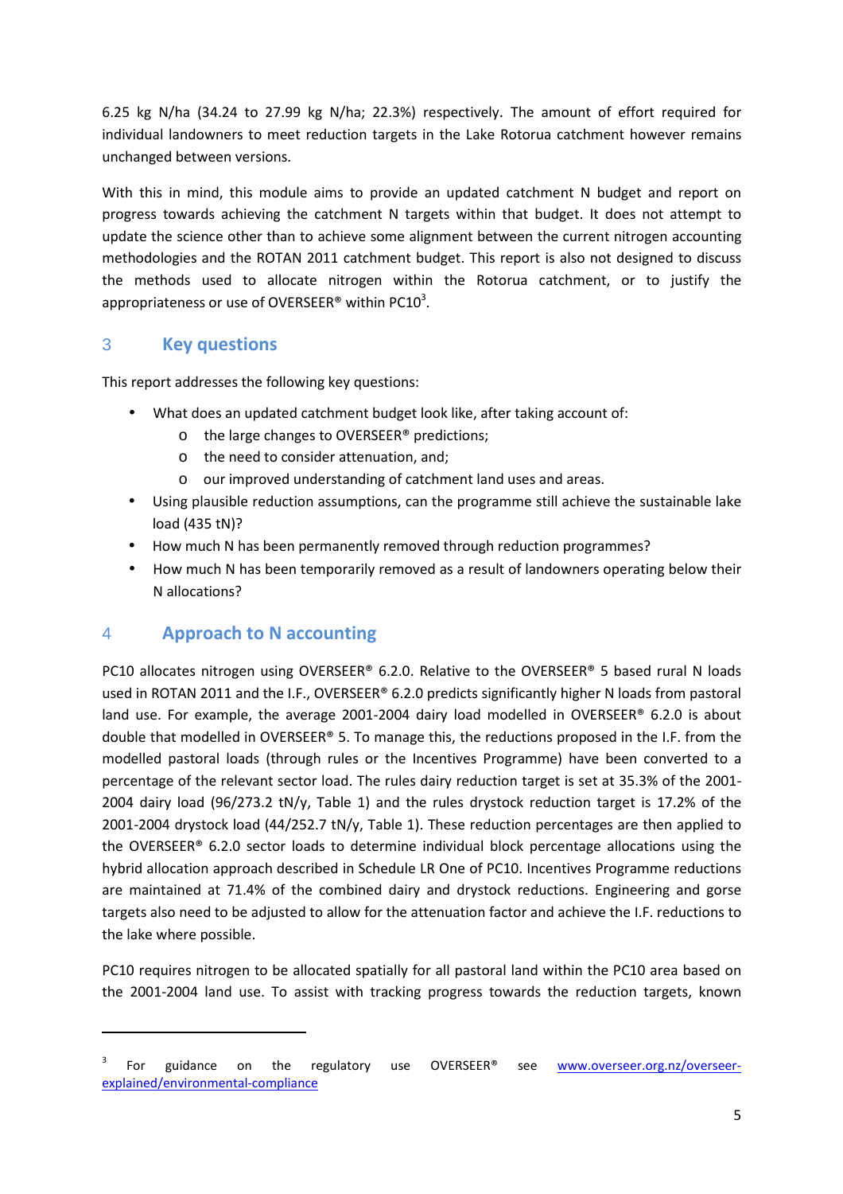6.25 kg N/ha (34.24 to 27.99 kg N/ha; 22.3%) respectively. The amount of effort required for individual landowners to meet reduction targets in the Lake Rotorua catchment however remains unchanged between versions.

With this in mind, this module aims to provide an updated catchment N budget and report on progress towards achieving the catchment N targets within that budget. It does not attempt to update the science other than to achieve some alignment between the current nitrogen accounting methodologies and the ROTAN 2011 catchment budget. This report is also not designed to discuss the methods used to allocate nitrogen within the Rotorua catchment, or to justify the appropriateness or use of OVERSEER® within PC10[3].

## 3 Key questions

This report addresses the following key questions:

- What does an updated catchment budget look like, after taking account of:
  - the large changes to OVERSEER® predictions;
  - the need to consider attenuation, and;
  - our improved understanding of catchment land uses and areas.
- Using plausible reduction assumptions, can the programme still achieve the sustainable lake load (435 tN)?
- How much N has been permanently removed through reduction programmes?
- How much N has been temporarily removed as a result of landowners operating below their N allocations?

## 4 Approach to N accounting

PC10 allocates nitrogen using OVERSEER® 6.2.0. Relative to the OVERSEER® 5 based rural N loads used in ROTAN 2011 and the I.F., OVERSEER® 6.2.0 predicts significantly higher N loads from pastoral land use. For example, the average 2001-2004 dairy load modelled in OVERSEER® 6.2.0 is about double that modelled in OVERSEER® 5. To manage this, the reductions proposed in the I.F. from the modelled pastoral loads (through rules or the Incentives Programme) have been converted to a percentage of the relevant sector load. The rules dairy reduction target is set at 35.3% of the 2001-2004 dairy load (96/273.2 tN/y, Table 1) and the rules drystock reduction target is 17.2% of the 2001-2004 drystock load (44/252.7 tN/y, Table 1). These reduction percentages are then applied to the OVERSEER® 6.2.0 sector loads to determine individual block percentage allocations using the hybrid allocation approach described in Schedule LR One of PC10. Incentives Programme reductions are maintained at 71.4% of the combined dairy and drystock reductions. Engineering and gorse targets also need to be adjusted to allow for the attenuation factor and achieve the I.F. reductions to the lake where possible.

PC10 requires nitrogen to be allocated spatially for all pastoral land within the PC10 area based on the 2001-2004 land use. To assist with tracking progress towards the reduction targets, known

---

[3] For guidance on the regulatory use OVERSEER® see www.overseer.org.nz/overseer-explained/environmental-compliance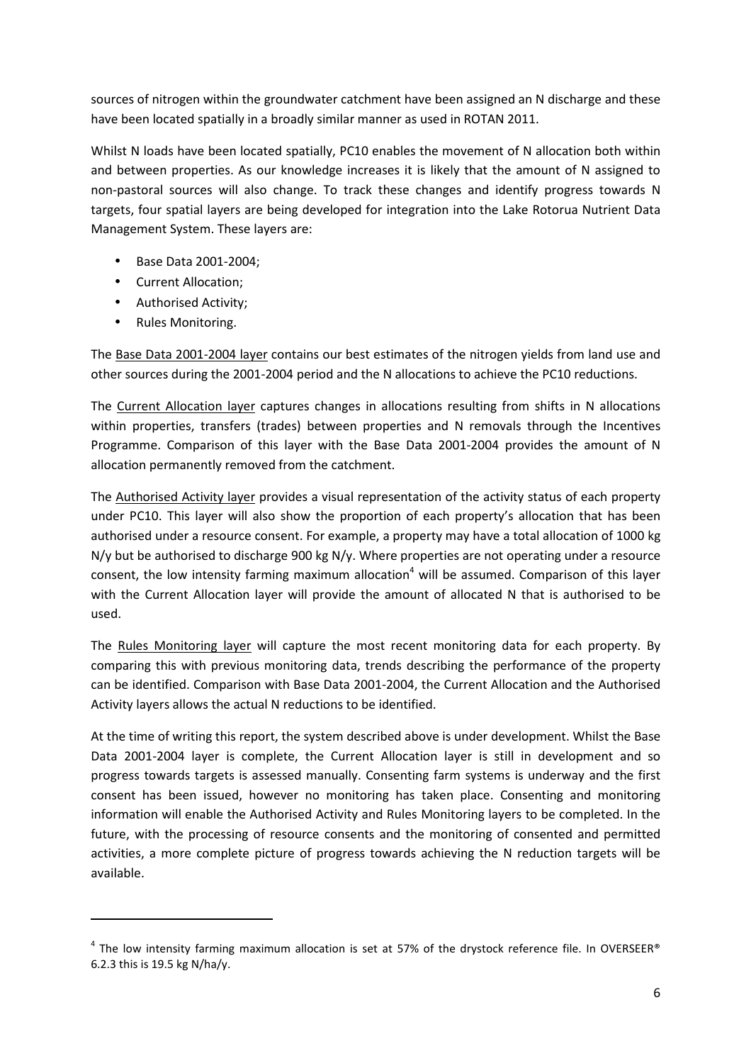sources of nitrogen within the groundwater catchment have been assigned an N discharge and these have been located spatially in a broadly similar manner as used in ROTAN 2011.

Whilst N loads have been located spatially, PC10 enables the movement of N allocation both within and between properties. As our knowledge increases it is likely that the amount of N assigned to non-pastoral sources will also change. To track these changes and identify progress towards N targets, four spatial layers are being developed for integration into the Lake Rotorua Nutrient Data Management System. These layers are:

- Base Data 2001-2004;
- Current Allocation;
- Authorised Activity;
- Rules Monitoring.

The Base Data 2001-2004 layer contains our best estimates of the nitrogen yields from land use and other sources during the 2001-2004 period and the N allocations to achieve the PC10 reductions.

The Current Allocation layer captures changes in allocations resulting from shifts in N allocations within properties, transfers (trades) between properties and N removals through the Incentives Programme. Comparison of this layer with the Base Data 2001-2004 provides the amount of N allocation permanently removed from the catchment.

The Authorised Activity layer provides a visual representation of the activity status of each property under PC10. This layer will also show the proportion of each property's allocation that has been authorised under a resource consent. For example, a property may have a total allocation of 1000 kg N/y but be authorised to discharge 900 kg N/y. Where properties are not operating under a resource consent, the low intensity farming maximum allocation[4] will be assumed. Comparison of this layer with the Current Allocation layer will provide the amount of allocated N that is authorised to be used.

The Rules Monitoring layer will capture the most recent monitoring data for each property. By comparing this with previous monitoring data, trends describing the performance of the property can be identified. Comparison with Base Data 2001-2004, the Current Allocation and the Authorised Activity layers allows the actual N reductions to be identified.

At the time of writing this report, the system described above is under development. Whilst the Base Data 2001-2004 layer is complete, the Current Allocation layer is still in development and so progress towards targets is assessed manually. Consenting farm systems is underway and the first consent has been issued, however no monitoring has taken place. Consenting and monitoring information will enable the Authorised Activity and Rules Monitoring layers to be completed. In the future, with the processing of resource consents and the monitoring of consented and permitted activities, a more complete picture of progress towards achieving the N reduction targets will be available.

---

[4] The low intensity farming maximum allocation is set at 57% of the drystock reference file. In OVERSEER® 6.2.3 this is 19.5 kg N/ha/y.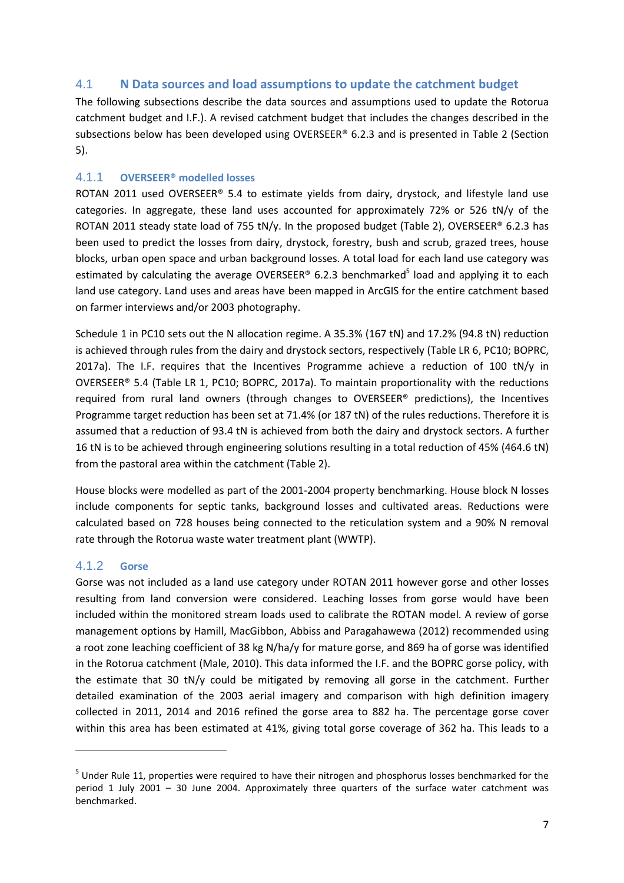## 4.1 N Data sources and load assumptions to update the catchment budget

The following subsections describe the data sources and assumptions used to update the Rotorua catchment budget and I.F.). A revised catchment budget that includes the changes described in the subsections below has been developed using OVERSEER® 6.2.3 and is presented in Table 2 (Section 5).

### 4.1.1 OVERSEER® modelled losses

ROTAN 2011 used OVERSEER® 5.4 to estimate yields from dairy, drystock, and lifestyle land use categories. In aggregate, these land uses accounted for approximately 72% or 526 tN/y of the ROTAN 2011 steady state load of 755 tN/y. In the proposed budget (Table 2), OVERSEER® 6.2.3 has been used to predict the losses from dairy, drystock, forestry, bush and scrub, grazed trees, house blocks, urban open space and urban background losses. A total load for each land use category was estimated by calculating the average OVERSEER® 6.2.3 benchmarked[5] load and applying it to each land use category. Land uses and areas have been mapped in ArcGIS for the entire catchment based on farmer interviews and/or 2003 photography.

Schedule 1 in PC10 sets out the N allocation regime. A 35.3% (167 tN) and 17.2% (94.8 tN) reduction is achieved through rules from the dairy and drystock sectors, respectively (Table LR 6, PC10; BOPRC, 2017a). The I.F. requires that the Incentives Programme achieve a reduction of 100 tN/y in OVERSEER® 5.4 (Table LR 1, PC10; BOPRC, 2017a). To maintain proportionality with the reductions required from rural land owners (through changes to OVERSEER® predictions), the Incentives Programme target reduction has been set at 71.4% (or 187 tN) of the rules reductions. Therefore it is assumed that a reduction of 93.4 tN is achieved from both the dairy and drystock sectors. A further 16 tN is to be achieved through engineering solutions resulting in a total reduction of 45% (464.6 tN) from the pastoral area within the catchment (Table 2).

House blocks were modelled as part of the 2001-2004 property benchmarking. House block N losses include components for septic tanks, background losses and cultivated areas. Reductions were calculated based on 728 houses being connected to the reticulation system and a 90% N removal rate through the Rotorua waste water treatment plant (WWTP).

### 4.1.2 Gorse

Gorse was not included as a land use category under ROTAN 2011 however gorse and other losses resulting from land conversion were considered. Leaching losses from gorse would have been included within the monitored stream loads used to calibrate the ROTAN model. A review of gorse management options by Hamill, MacGibbon, Abbiss and Paragahawewa (2012) recommended using a root zone leaching coefficient of 38 kg N/ha/y for mature gorse, and 869 ha of gorse was identified in the Rotorua catchment (Male, 2010). This data informed the I.F. and the BOPRC gorse policy, with the estimate that 30 tN/y could be mitigated by removing all gorse in the catchment. Further detailed examination of the 2003 aerial imagery and comparison with high definition imagery collected in 2011, 2014 and 2016 refined the gorse area to 882 ha. The percentage gorse cover within this area has been estimated at 41%, giving total gorse coverage of 362 ha. This leads to a

---

[5] Under Rule 11, properties were required to have their nitrogen and phosphorus losses benchmarked for the period 1 July 2001 – 30 June 2004. Approximately three quarters of the surface water catchment was benchmarked.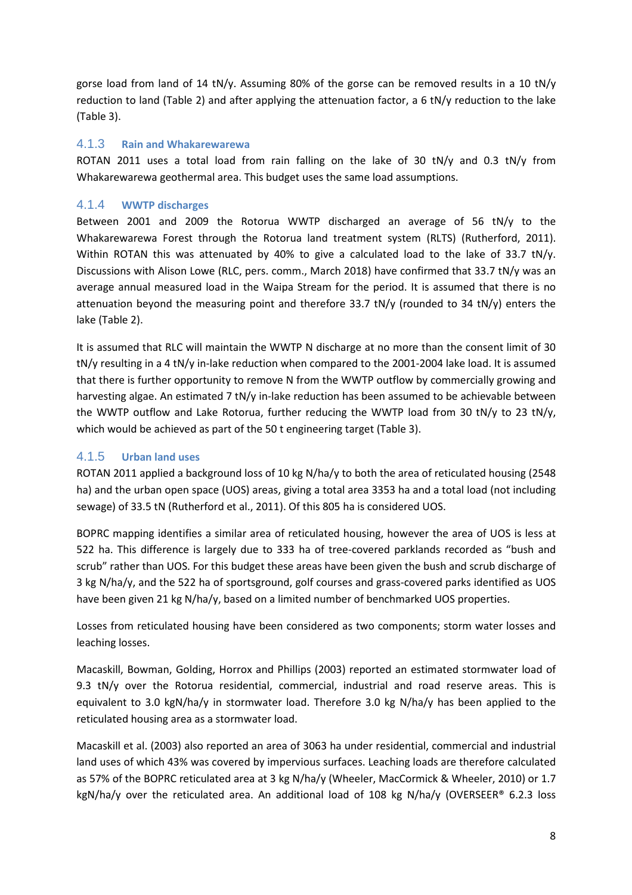gorse load from land of 14 tN/y. Assuming 80% of the gorse can be removed results in a 10 tN/y reduction to land (Table 2) and after applying the attenuation factor, a 6 tN/y reduction to the lake (Table 3).

### 4.1.3 Rain and Whakarewarewa

ROTAN 2011 uses a total load from rain falling on the lake of 30 tN/y and 0.3 tN/y from Whakarewarewa geothermal area. This budget uses the same load assumptions.

### 4.1.4 WWTP discharges

Between 2001 and 2009 the Rotorua WWTP discharged an average of 56 tN/y to the Whakarewarewa Forest through the Rotorua land treatment system (RLTS) (Rutherford, 2011). Within ROTAN this was attenuated by 40% to give a calculated load to the lake of 33.7 tN/y. Discussions with Alison Lowe (RLC, pers. comm., March 2018) have confirmed that 33.7 tN/y was an average annual measured load in the Waipa Stream for the period. It is assumed that there is no attenuation beyond the measuring point and therefore 33.7 tN/y (rounded to 34 tN/y) enters the lake (Table 2).

It is assumed that RLC will maintain the WWTP N discharge at no more than the consent limit of 30 tN/y resulting in a 4 tN/y in-lake reduction when compared to the 2001-2004 lake load. It is assumed that there is further opportunity to remove N from the WWTP outflow by commercially growing and harvesting algae. An estimated 7 tN/y in-lake reduction has been assumed to be achievable between the WWTP outflow and Lake Rotorua, further reducing the WWTP load from 30 tN/y to 23 tN/y, which would be achieved as part of the 50 t engineering target (Table 3).

### 4.1.5 Urban land uses

ROTAN 2011 applied a background loss of 10 kg N/ha/y to both the area of reticulated housing (2548 ha) and the urban open space (UOS) areas, giving a total area 3353 ha and a total load (not including sewage) of 33.5 tN (Rutherford et al., 2011). Of this 805 ha is considered UOS.

BOPRC mapping identifies a similar area of reticulated housing, however the area of UOS is less at 522 ha. This difference is largely due to 333 ha of tree-covered parklands recorded as “bush and scrub” rather than UOS. For this budget these areas have been given the bush and scrub discharge of 3 kg N/ha/y, and the 522 ha of sportsground, golf courses and grass-covered parks identified as UOS have been given 21 kg N/ha/y, based on a limited number of benchmarked UOS properties.

Losses from reticulated housing have been considered as two components; storm water losses and leaching losses.

Macaskill, Bowman, Golding, Horrox and Phillips (2003) reported an estimated stormwater load of 9.3 tN/y over the Rotorua residential, commercial, industrial and road reserve areas. This is equivalent to 3.0 kgN/ha/y in stormwater load. Therefore 3.0 kg N/ha/y has been applied to the reticulated housing area as a stormwater load.

Macaskill et al. (2003) also reported an area of 3063 ha under residential, commercial and industrial land uses of which 43% was covered by impervious surfaces. Leaching loads are therefore calculated as 57% of the BOPRC reticulated area at 3 kg N/ha/y (Wheeler, MacCormick & Wheeler, 2010) or 1.7 kgN/ha/y over the reticulated area. An additional load of 108 kg N/ha/y (OVERSEER® 6.2.3 loss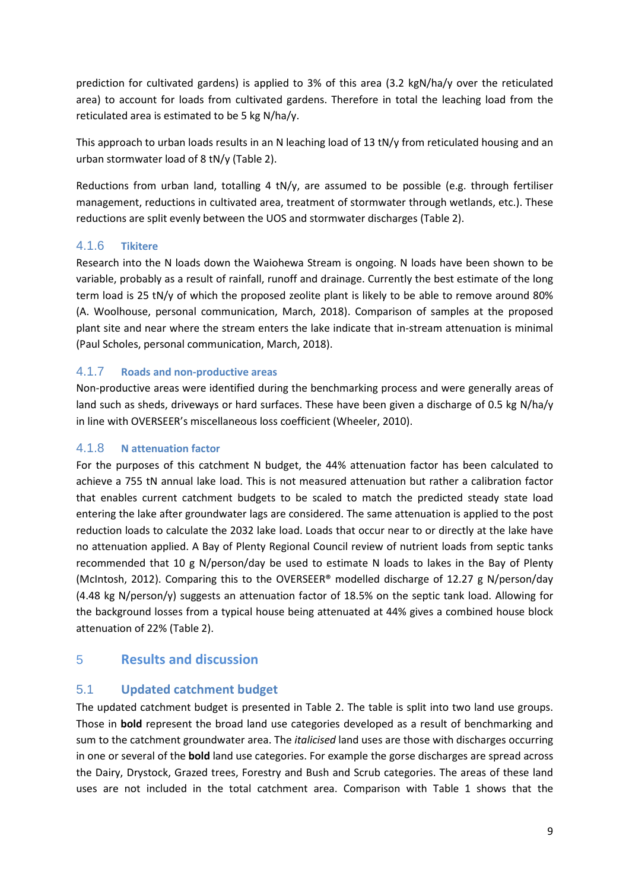prediction for cultivated gardens) is applied to 3% of this area (3.2 kgN/ha/y over the reticulated area) to account for loads from cultivated gardens. Therefore in total the leaching load from the reticulated area is estimated to be 5 kg N/ha/y.

This approach to urban loads results in an N leaching load of 13 tN/y from reticulated housing and an urban stormwater load of 8 tN/y (Table 2).

Reductions from urban land, totalling 4 tN/y, are assumed to be possible (e.g. through fertiliser management, reductions in cultivated area, treatment of stormwater through wetlands, etc.). These reductions are split evenly between the UOS and stormwater discharges (Table 2).

### 4.1.6 Tikitere

Research into the N loads down the Waiohewa Stream is ongoing. N loads have been shown to be variable, probably as a result of rainfall, runoff and drainage. Currently the best estimate of the long term load is 25 tN/y of which the proposed zeolite plant is likely to be able to remove around 80% (A. Woolhouse, personal communication, March, 2018). Comparison of samples at the proposed plant site and near where the stream enters the lake indicate that in-stream attenuation is minimal (Paul Scholes, personal communication, March, 2018).

### 4.1.7 Roads and non-productive areas

Non-productive areas were identified during the benchmarking process and were generally areas of land such as sheds, driveways or hard surfaces. These have been given a discharge of 0.5 kg N/ha/y in line with OVERSEER's miscellaneous loss coefficient (Wheeler, 2010).

### 4.1.8 N attenuation factor

For the purposes of this catchment N budget, the 44% attenuation factor has been calculated to achieve a 755 tN annual lake load. This is not measured attenuation but rather a calibration factor that enables current catchment budgets to be scaled to match the predicted steady state load entering the lake after groundwater lags are considered. The same attenuation is applied to the post reduction loads to calculate the 2032 lake load. Loads that occur near to or directly at the lake have no attenuation applied. A Bay of Plenty Regional Council review of nutrient loads from septic tanks recommended that 10 g N/person/day be used to estimate N loads to lakes in the Bay of Plenty (McIntosh, 2012). Comparing this to the OVERSEER® modelled discharge of 12.27 g N/person/day (4.48 kg N/person/y) suggests an attenuation factor of 18.5% on the septic tank load. Allowing for the background losses from a typical house being attenuated at 44% gives a combined house block attenuation of 22% (Table 2).

## 5 Results and discussion

### 5.1 Updated catchment budget

The updated catchment budget is presented in Table 2. The table is split into two land use groups. Those in **bold** represent the broad land use categories developed as a result of benchmarking and sum to the catchment groundwater area. The *italicised* land uses are those with discharges occurring in one or several of the **bold** land use categories. For example the gorse discharges are spread across the Dairy, Drystock, Grazed trees, Forestry and Bush and Scrub categories. The areas of these land uses are not included in the total catchment area. Comparison with Table 1 shows that the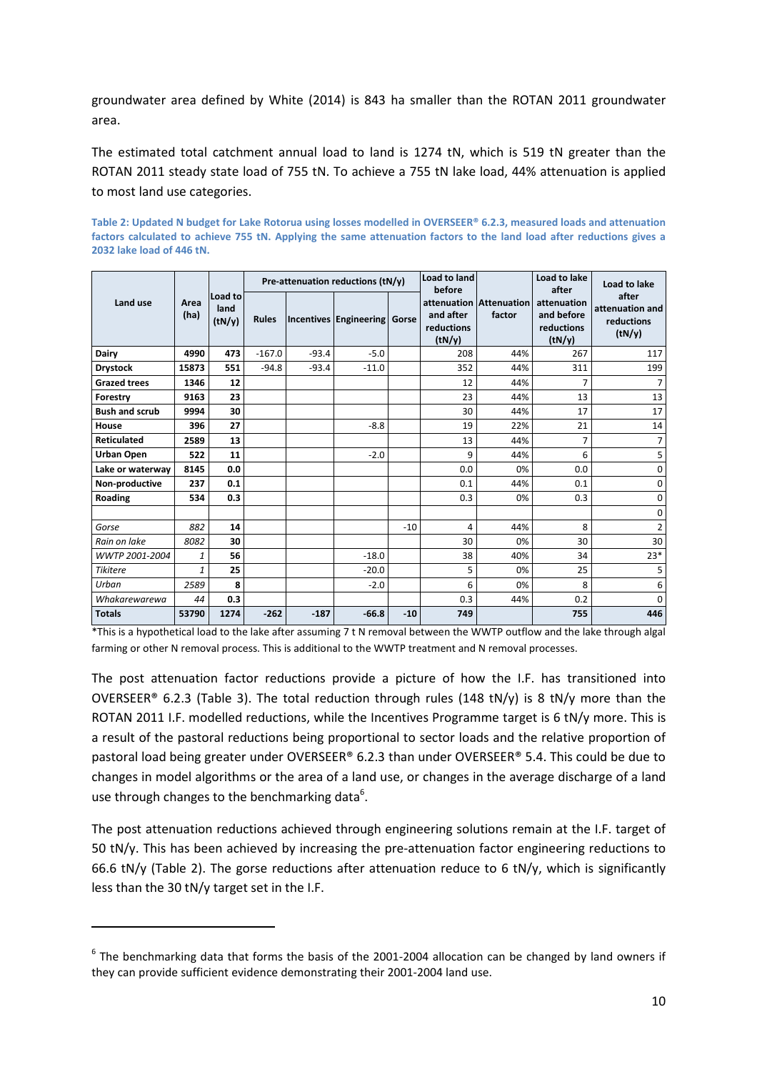groundwater area defined by White (2014) is 843 ha smaller than the ROTAN 2011 groundwater area.

The estimated total catchment annual load to land is 1274 tN, which is 519 tN greater than the ROTAN 2011 steady state load of 755 tN. To achieve a 755 tN lake load, 44% attenuation is applied to most land use categories.

**Table 2: Updated N budget for Lake Rotorua using losses modelled in OVERSEER® 6.2.3, measured loads and attenuation factors calculated to achieve 755 tN. Applying the same attenuation factors to the land load after reductions gives a 2032 lake load of 446 tN.**

| Land use | Area (ha) | Load to land (tN/y) | Pre-attenuation reductions (tN/y) | | | | Load to land before attenuation and after reductions (tN/y) | Attenuation factor | Load to lake after attenuation and before reductions (tN/y) | Load to lake after attenuation and reductions (tN/y) |
|---|---|---|---|---|---|---|---|---|---|---|
| | | | Rules | Incentives | Engineering | Gorse | | | | |
| **Dairy** | **4990** | **473** | -167.0 | -93.4 | -5.0 | | 208 | 44% | 267 | 117 |
| **Drystock** | **15873** | **551** | -94.8 | -93.4 | -11.0 | | 352 | 44% | 311 | 199 |
| **Grazed trees** | **1346** | **12** | | | | | 12 | 44% | 7 | 7 |
| **Forestry** | **9163** | **23** | | | | | 23 | 44% | 13 | 13 |
| **Bush and scrub** | **9994** | **30** | | | | | 30 | 44% | 17 | 17 |
| **House** | **396** | **27** | | | -8.8 | | 19 | 22% | 21 | 14 |
| **Reticulated** | **2589** | **13** | | | | | 13 | 44% | 7 | 7 |
| **Urban Open** | **522** | **11** | | | -2.0 | | 9 | 44% | 6 | 5 |
| **Lake or waterway** | **8145** | **0.0** | | | | | 0.0 | 0% | 0.0 | 0 |
| **Non-productive** | **237** | **0.1** | | | | | 0.1 | 44% | 0.1 | 0 |
| **Roading** | **534** | **0.3** | | | | | 0.3 | 0% | 0.3 | 0 |
| | | | | | | | | | | 0 |
| *Gorse* | *882* | **14** | | | | -10 | 4 | 44% | 8 | 2 |
| *Rain on lake* | *8082* | **30** | | | | | 30 | 0% | 30 | 30 |
| *WWTP 2001-2004* | *1* | **56** | | | -18.0 | | 38 | 40% | 34 | 23* |
| *Tikitere* | *1* | **25** | | | -20.0 | | 5 | 0% | 25 | 5 |
| *Urban* | *2589* | **8** | | | -2.0 | | 6 | 0% | 8 | 6 |
| *Whakarewarewa* | *44* | **0.3** | | | | | 0.3 | 44% | 0.2 | 0 |
| **Totals** | **53790** | **1274** | **-262** | **-187** | **-66.8** | **-10** | **749** | | **755** | **446** |

*This is a hypothetical load to the lake after assuming 7 t N removal between the WWTP outflow and the lake through algal farming or other N removal process. This is additional to the WWTP treatment and N removal processes.

The post attenuation factor reductions provide a picture of how the I.F. has transitioned into OVERSEER® 6.2.3 (Table 3). The total reduction through rules (148 tN/y) is 8 tN/y more than the ROTAN 2011 I.F. modelled reductions, while the Incentives Programme target is 6 tN/y more. This is a result of the pastoral reductions being proportional to sector loads and the relative proportion of pastoral load being greater under OVERSEER® 6.2.3 than under OVERSEER® 5.4. This could be due to changes in model algorithms or the area of a land use, or changes in the average discharge of a land use through changes to the benchmarking data[6].

The post attenuation reductions achieved through engineering solutions remain at the I.F. target of 50 tN/y. This has been achieved by increasing the pre-attenuation factor engineering reductions to 66.6 tN/y (Table 2). The gorse reductions after attenuation reduce to 6 tN/y, which is significantly less than the 30 tN/y target set in the I.F.

[6] The benchmarking data that forms the basis of the 2001-2004 allocation can be changed by land owners if they can provide sufficient evidence demonstrating their 2001-2004 land use.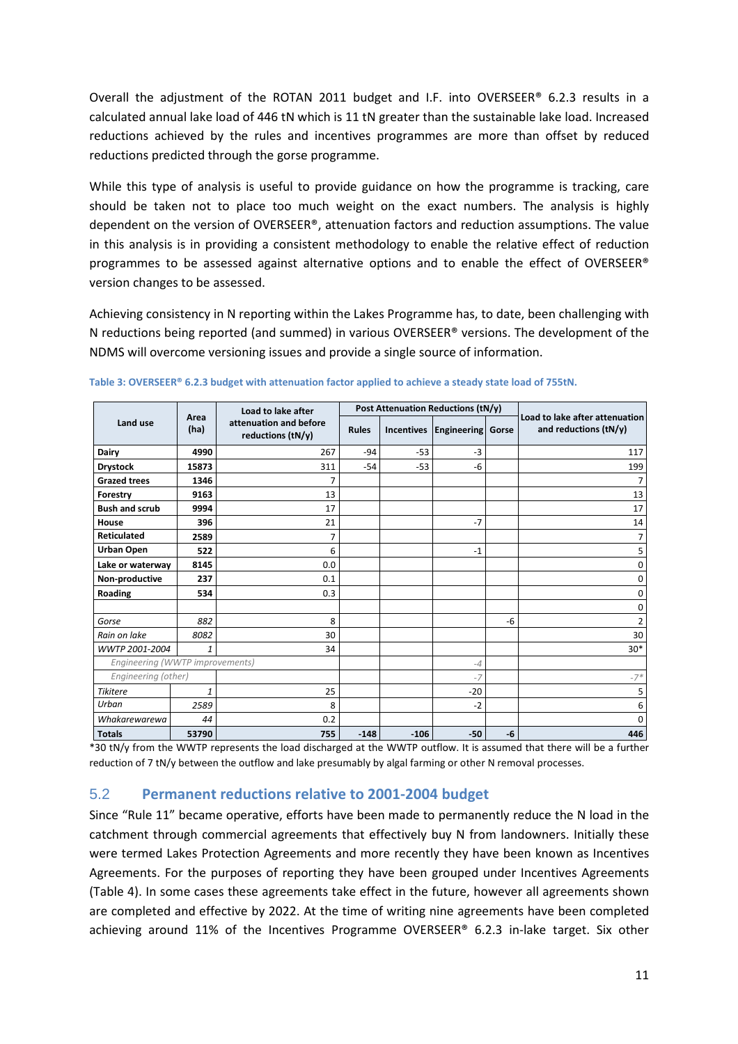Overall the adjustment of the ROTAN 2011 budget and I.F. into OVERSEER® 6.2.3 results in a calculated annual lake load of 446 tN which is 11 tN greater than the sustainable lake load. Increased reductions achieved by the rules and incentives programmes are more than offset by reduced reductions predicted through the gorse programme.

While this type of analysis is useful to provide guidance on how the programme is tracking, care should be taken not to place too much weight on the exact numbers. The analysis is highly dependent on the version of OVERSEER®, attenuation factors and reduction assumptions. The value in this analysis is in providing a consistent methodology to enable the relative effect of reduction programmes to be assessed against alternative options and to enable the effect of OVERSEER® version changes to be assessed.

Achieving consistency in N reporting within the Lakes Programme has, to date, been challenging with N reductions being reported (and summed) in various OVERSEER® versions. The development of the NDMS will overcome versioning issues and provide a single source of information.

**Table 3: OVERSEER® 6.2.3 budget with attenuation factor applied to achieve a steady state load of 755tN.**

| Land use | Area (ha) | Load to lake after attenuation and before reductions (tN/y) | Post Attenuation Reductions (tN/y) | | | | Load to lake after attenuation and reductions (tN/y) |
|---|---|---|---|---|---|---|---|
| | | | Rules | Incentives | Engineering | Gorse | |
| **Dairy** | **4990** | 267 | -94 | -53 | -3 | | 117 |
| **Drystock** | **15873** | 311 | -54 | -53 | -6 | | 199 |
| **Grazed trees** | **1346** | 7 | | | | | 7 |
| **Forestry** | **9163** | 13 | | | | | 13 |
| **Bush and scrub** | **9994** | 17 | | | | | 17 |
| **House** | **396** | 21 | | | -7 | | 14 |
| **Reticulated** | **2589** | 7 | | | | | 7 |
| **Urban Open** | **522** | 6 | | | -1 | | 5 |
| **Lake or waterway** | **8145** | 0.0 | | | | | 0 |
| **Non-productive** | **237** | 0.1 | | | | | 0 |
| **Roading** | **534** | 0.3 | | | | | 0 |
| | | | | | | | 0 |
| *Gorse* | *882* | 8 | | | | -6 | 2 |
| *Rain on lake* | *8082* | 30 | | | | | 30 |
| *WWTP 2001-2004* | *1* | 34 | | | | | 30* |
| *Engineering (WWTP improvements)* | | | | | *-4* | | |
| *Engineering (other)* | | | | | *-7* | | *-7** |
| *Tikitere* | *1* | 25 | | | -20 | | 5 |
| *Urban* | *2589* | 8 | | | -2 | | 6 |
| *Whakarewarewa* | *44* | 0.2 | | | | | 0 |
| **Totals** | **53790** | **755** | **-148** | **-106** | **-50** | **-6** | **446** |

*30 tN/y from the WWTP represents the load discharged at the WWTP outflow. It is assumed that there will be a further reduction of 7 tN/y between the outflow and lake presumably by algal farming or other N removal processes.

## 5.2 Permanent reductions relative to 2001-2004 budget

Since "Rule 11" became operative, efforts have been made to permanently reduce the N load in the catchment through commercial agreements that effectively buy N from landowners. Initially these were termed Lakes Protection Agreements and more recently they have been known as Incentives Agreements. For the purposes of reporting they have been grouped under Incentives Agreements (Table 4). In some cases these agreements take effect in the future, however all agreements shown are completed and effective by 2022. At the time of writing nine agreements have been completed achieving around 11% of the Incentives Programme OVERSEER® 6.2.3 in-lake target. Six other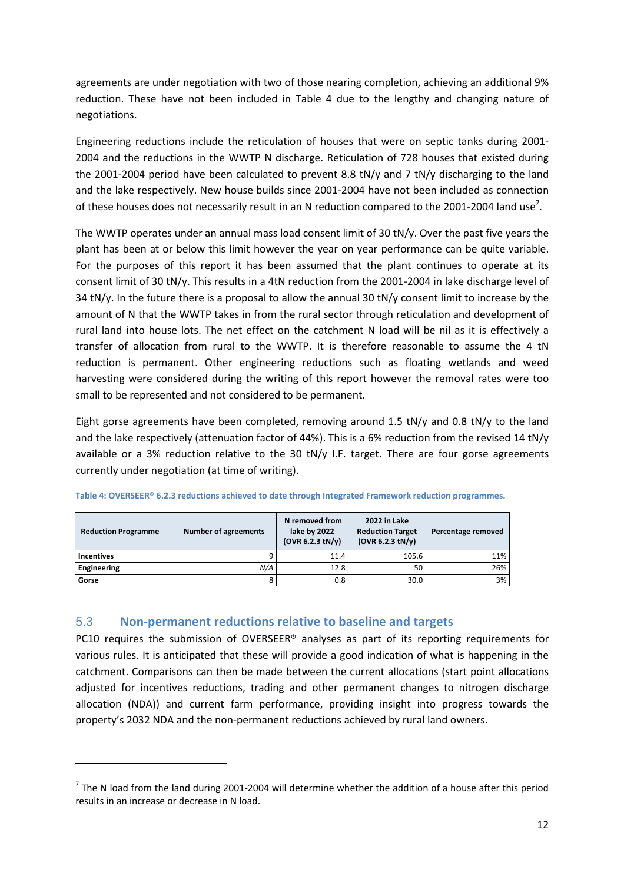agreements are under negotiation with two of those nearing completion, achieving an additional 9% reduction. These have not been included in Table 4 due to the lengthy and changing nature of negotiations.

Engineering reductions include the reticulation of houses that were on septic tanks during 2001-2004 and the reductions in the WWTP N discharge. Reticulation of 728 houses that existed during the 2001-2004 period have been calculated to prevent 8.8 tN/y and 7 tN/y discharging to the land and the lake respectively. New house builds since 2001-2004 have not been included as connection of these houses does not necessarily result in an N reduction compared to the 2001-2004 land use[7].

The WWTP operates under an annual mass load consent limit of 30 tN/y. Over the past five years the plant has been at or below this limit however the year on year performance can be quite variable. For the purposes of this report it has been assumed that the plant continues to operate at its consent limit of 30 tN/y. This results in a 4tN reduction from the 2001-2004 in lake discharge level of 34 tN/y. In the future there is a proposal to allow the annual 30 tN/y consent limit to increase by the amount of N that the WWTP takes in from the rural sector through reticulation and development of rural land into house lots. The net effect on the catchment N load will be nil as it is effectively a transfer of allocation from rural to the WWTP. It is therefore reasonable to assume the 4 tN reduction is permanent. Other engineering reductions such as floating wetlands and weed harvesting were considered during the writing of this report however the removal rates were too small to be represented and not considered to be permanent.

Eight gorse agreements have been completed, removing around 1.5 tN/y and 0.8 tN/y to the land and the lake respectively (attenuation factor of 44%). This is a 6% reduction from the revised 14 tN/y available or a 3% reduction relative to the 30 tN/y I.F. target. There are four gorse agreements currently under negotiation (at time of writing).

**Table 4: OVERSEER® 6.2.3 reductions achieved to date through Integrated Framework reduction programmes.**

| Reduction Programme | Number of agreements | N removed from lake by 2022 (OVR 6.2.3 tN/y) | 2022 in Lake Reduction Target (OVR 6.2.3 tN/y) | Percentage removed |
|---|---|---|---|---|
| **Incentives** | 9 | 11.4 | 105.6 | 11% |
| **Engineering** | *N/A* | 12.8 | 50 | 26% |
| **Gorse** | 8 | 0.8 | 30.0 | 3% |

## 5.3 Non-permanent reductions relative to baseline and targets

PC10 requires the submission of OVERSEER® analyses as part of its reporting requirements for various rules. It is anticipated that these will provide a good indication of what is happening in the catchment. Comparisons can then be made between the current allocations (start point allocations adjusted for incentives reductions, trading and other permanent changes to nitrogen discharge allocation (NDA)) and current farm performance, providing insight into progress towards the property's 2032 NDA and the non-permanent reductions achieved by rural land owners.

---

[7] The N load from the land during 2001-2004 will determine whether the addition of a house after this period results in an increase or decrease in N load.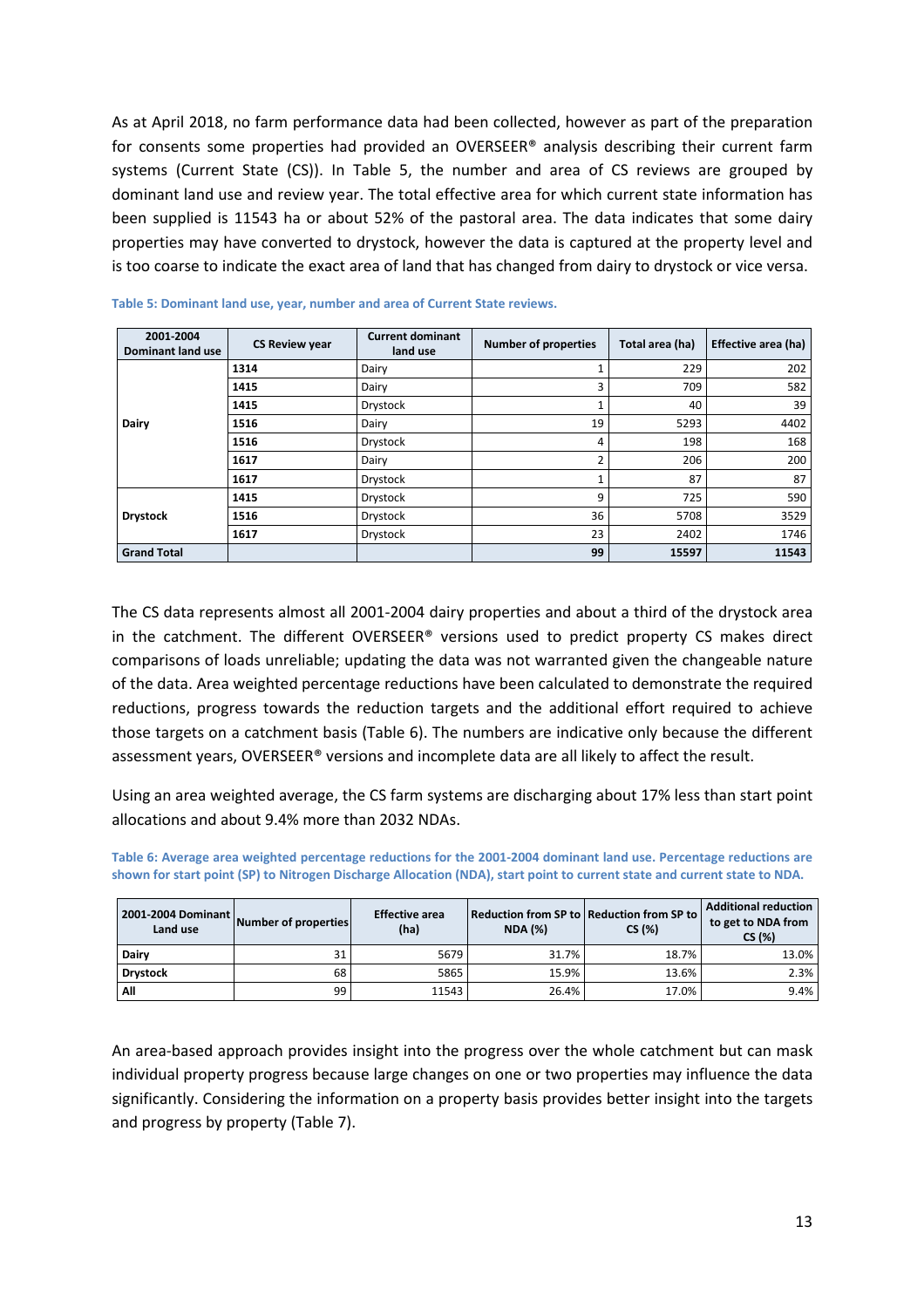As at April 2018, no farm performance data had been collected, however as part of the preparation for consents some properties had provided an OVERSEER® analysis describing their current farm systems (Current State (CS)). In Table 5, the number and area of CS reviews are grouped by dominant land use and review year. The total effective area for which current state information has been supplied is 11543 ha or about 52% of the pastoral area. The data indicates that some dairy properties may have converted to drystock, however the data is captured at the property level and is too coarse to indicate the exact area of land that has changed from dairy to drystock or vice versa.

**Table 5: Dominant land use, year, number and area of Current State reviews.**

| 2001-2004 Dominant land use | CS Review year | Current dominant land use | Number of properties | Total area (ha) | Effective area (ha) |
|---|---|---|---|---|---|
| Dairy | 1314 | Dairy | 1 | 229 | 202 |
| | 1415 | Dairy | 3 | 709 | 582 |
| | 1415 | Drystock | 1 | 40 | 39 |
| | 1516 | Dairy | 19 | 5293 | 4402 |
| | 1516 | Drystock | 4 | 198 | 168 |
| | 1617 | Dairy | 2 | 206 | 200 |
| | 1617 | Drystock | 1 | 87 | 87 |
| Drystock | 1415 | Drystock | 9 | 725 | 590 |
| | 1516 | Drystock | 36 | 5708 | 3529 |
| | 1617 | Drystock | 23 | 2402 | 1746 |
| **Grand Total** | | | **99** | **15597** | **11543** |

The CS data represents almost all 2001-2004 dairy properties and about a third of the drystock area in the catchment. The different OVERSEER® versions used to predict property CS makes direct comparisons of loads unreliable; updating the data was not warranted given the changeable nature of the data. Area weighted percentage reductions have been calculated to demonstrate the required reductions, progress towards the reduction targets and the additional effort required to achieve those targets on a catchment basis (Table 6). The numbers are indicative only because the different assessment years, OVERSEER® versions and incomplete data are all likely to affect the result.

Using an area weighted average, the CS farm systems are discharging about 17% less than start point allocations and about 9.4% more than 2032 NDAs.

**Table 6: Average area weighted percentage reductions for the 2001-2004 dominant land use. Percentage reductions are shown for start point (SP) to Nitrogen Discharge Allocation (NDA), start point to current state and current state to NDA.**

| 2001-2004 Dominant Land use | Number of properties | Effective area (ha) | Reduction from SP to NDA (%) | Reduction from SP to CS (%) | Additional reduction to get to NDA from CS (%) |
|---|---|---|---|---|---|
| **Dairy** | 31 | 5679 | 31.7% | 18.7% | 13.0% |
| **Drystock** | 68 | 5865 | 15.9% | 13.6% | 2.3% |
| **All** | 99 | 11543 | 26.4% | 17.0% | 9.4% |

An area-based approach provides insight into the progress over the whole catchment but can mask individual property progress because large changes on one or two properties may influence the data significantly. Considering the information on a property basis provides better insight into the targets and progress by property (Table 7).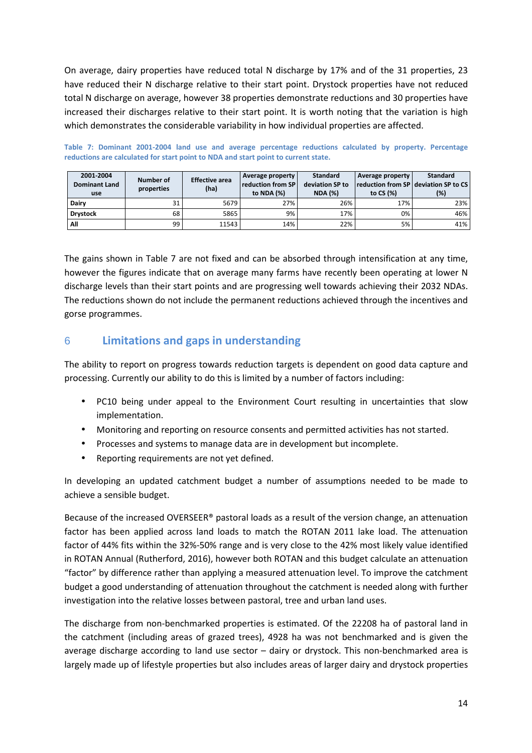On average, dairy properties have reduced total N discharge by 17% and of the 31 properties, 23 have reduced their N discharge relative to their start point. Drystock properties have not reduced total N discharge on average, however 38 properties demonstrate reductions and 30 properties have increased their discharges relative to their start point. It is worth noting that the variation is high which demonstrates the considerable variability in how individual properties are affected.

**Table 7: Dominant 2001-2004 land use and average percentage reductions calculated by property. Percentage reductions are calculated for start point to NDA and start point to current state.**

| 2001-2004 Dominant Land use | Number of properties | Effective area (ha) | Average property reduction from SP to NDA (%) | Standard deviation SP to NDA (%) | Average property reduction from SP to CS (%) | Standard deviation SP to CS (%) |
|---|---|---|---|---|---|---|
| **Dairy** | 31 | 5679 | 27% | 26% | 17% | 23% |
| **Drystock** | 68 | 5865 | 9% | 17% | 0% | 46% |
| **All** | 99 | 11543 | 14% | 22% | 5% | 41% |

The gains shown in Table 7 are not fixed and can be absorbed through intensification at any time, however the figures indicate that on average many farms have recently been operating at lower N discharge levels than their start points and are progressing well towards achieving their 2032 NDAs. The reductions shown do not include the permanent reductions achieved through the incentives and gorse programmes.

## 6 Limitations and gaps in understanding

The ability to report on progress towards reduction targets is dependent on good data capture and processing. Currently our ability to do this is limited by a number of factors including:

- PC10 being under appeal to the Environment Court resulting in uncertainties that slow implementation.
- Monitoring and reporting on resource consents and permitted activities has not started.
- Processes and systems to manage data are in development but incomplete.
- Reporting requirements are not yet defined.

In developing an updated catchment budget a number of assumptions needed to be made to achieve a sensible budget.

Because of the increased OVERSEER® pastoral loads as a result of the version change, an attenuation factor has been applied across land loads to match the ROTAN 2011 lake load. The attenuation factor of 44% fits within the 32%-50% range and is very close to the 42% most likely value identified in ROTAN Annual (Rutherford, 2016), however both ROTAN and this budget calculate an attenuation "factor" by difference rather than applying a measured attenuation level. To improve the catchment budget a good understanding of attenuation throughout the catchment is needed along with further investigation into the relative losses between pastoral, tree and urban land uses.

The discharge from non-benchmarked properties is estimated. Of the 22208 ha of pastoral land in the catchment (including areas of grazed trees), 4928 ha was not benchmarked and is given the average discharge according to land use sector – dairy or drystock. This non-benchmarked area is largely made up of lifestyle properties but also includes areas of larger dairy and drystock properties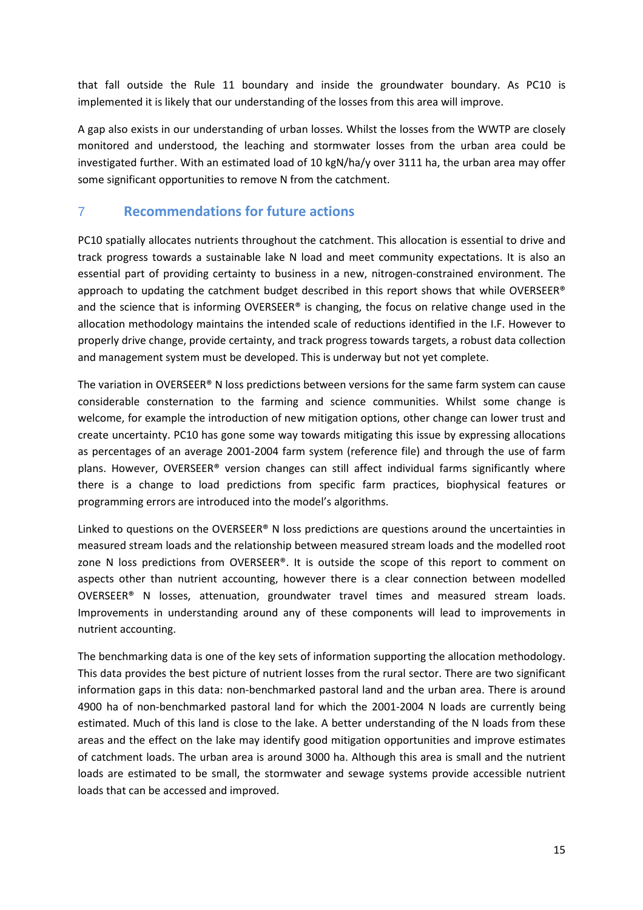that fall outside the Rule 11 boundary and inside the groundwater boundary. As PC10 is implemented it is likely that our understanding of the losses from this area will improve.

A gap also exists in our understanding of urban losses. Whilst the losses from the WWTP are closely monitored and understood, the leaching and stormwater losses from the urban area could be investigated further. With an estimated load of 10 kgN/ha/y over 3111 ha, the urban area may offer some significant opportunities to remove N from the catchment.

# 7 Recommendations for future actions

PC10 spatially allocates nutrients throughout the catchment. This allocation is essential to drive and track progress towards a sustainable lake N load and meet community expectations. It is also an essential part of providing certainty to business in a new, nitrogen-constrained environment. The approach to updating the catchment budget described in this report shows that while OVERSEER® and the science that is informing OVERSEER® is changing, the focus on relative change used in the allocation methodology maintains the intended scale of reductions identified in the I.F. However to properly drive change, provide certainty, and track progress towards targets, a robust data collection and management system must be developed. This is underway but not yet complete.

The variation in OVERSEER® N loss predictions between versions for the same farm system can cause considerable consternation to the farming and science communities. Whilst some change is welcome, for example the introduction of new mitigation options, other change can lower trust and create uncertainty. PC10 has gone some way towards mitigating this issue by expressing allocations as percentages of an average 2001-2004 farm system (reference file) and through the use of farm plans. However, OVERSEER® version changes can still affect individual farms significantly where there is a change to load predictions from specific farm practices, biophysical features or programming errors are introduced into the model's algorithms.

Linked to questions on the OVERSEER® N loss predictions are questions around the uncertainties in measured stream loads and the relationship between measured stream loads and the modelled root zone N loss predictions from OVERSEER®. It is outside the scope of this report to comment on aspects other than nutrient accounting, however there is a clear connection between modelled OVERSEER® N losses, attenuation, groundwater travel times and measured stream loads. Improvements in understanding around any of these components will lead to improvements in nutrient accounting.

The benchmarking data is one of the key sets of information supporting the allocation methodology. This data provides the best picture of nutrient losses from the rural sector. There are two significant information gaps in this data: non-benchmarked pastoral land and the urban area. There is around 4900 ha of non-benchmarked pastoral land for which the 2001-2004 N loads are currently being estimated. Much of this land is close to the lake. A better understanding of the N loads from these areas and the effect on the lake may identify good mitigation opportunities and improve estimates of catchment loads. The urban area is around 3000 ha. Although this area is small and the nutrient loads are estimated to be small, the stormwater and sewage systems provide accessible nutrient loads that can be accessed and improved.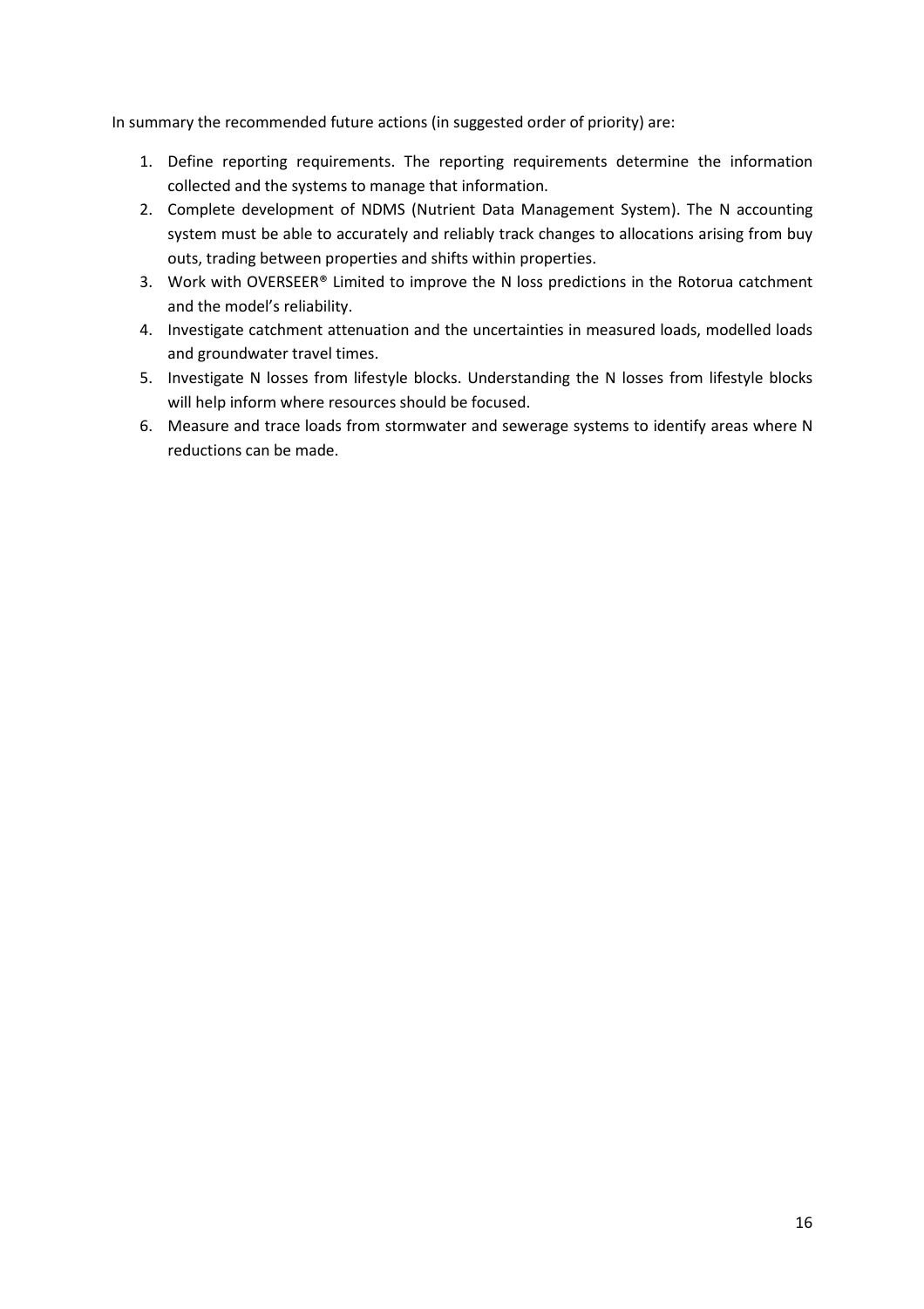In summary the recommended future actions (in suggested order of priority) are:

1. Define reporting requirements. The reporting requirements determine the information collected and the systems to manage that information.
2. Complete development of NDMS (Nutrient Data Management System). The N accounting system must be able to accurately and reliably track changes to allocations arising from buy outs, trading between properties and shifts within properties.
3. Work with OVERSEER® Limited to improve the N loss predictions in the Rotorua catchment and the model's reliability.
4. Investigate catchment attenuation and the uncertainties in measured loads, modelled loads and groundwater travel times.
5. Investigate N losses from lifestyle blocks. Understanding the N losses from lifestyle blocks will help inform where resources should be focused.
6. Measure and trace loads from stormwater and sewerage systems to identify areas where N reductions can be made.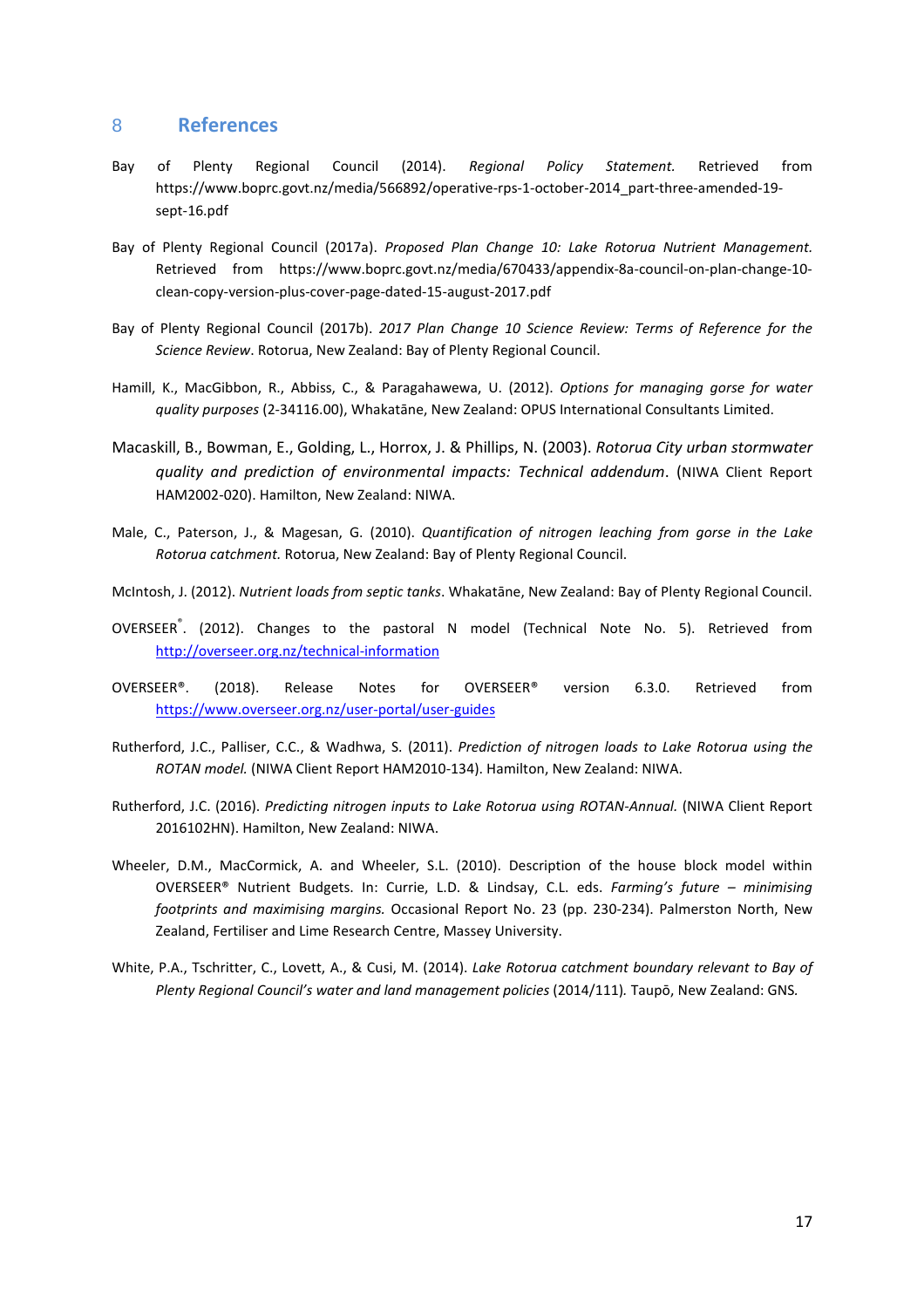# 8 References

Bay of Plenty Regional Council (2014). *Regional Policy Statement.* Retrieved from https://www.boprc.govt.nz/media/566892/operative-rps-1-october-2014_part-three-amended-19-sept-16.pdf

Bay of Plenty Regional Council (2017a). *Proposed Plan Change 10: Lake Rotorua Nutrient Management.* Retrieved from https://www.boprc.govt.nz/media/670433/appendix-8a-council-on-plan-change-10-clean-copy-version-plus-cover-page-dated-15-august-2017.pdf

Bay of Plenty Regional Council (2017b). *2017 Plan Change 10 Science Review: Terms of Reference for the Science Review*. Rotorua, New Zealand: Bay of Plenty Regional Council.

Hamill, K., MacGibbon, R., Abbiss, C., & Paragahawewa, U. (2012). *Options for managing gorse for water quality purposes* (2-34116.00), Whakatāne, New Zealand: OPUS International Consultants Limited.

Macaskill, B., Bowman, E., Golding, L., Horrox, J. & Phillips, N. (2003). *Rotorua City urban stormwater quality and prediction of environmental impacts: Technical addendum*. (NIWA Client Report HAM2002-020). Hamilton, New Zealand: NIWA.

Male, C., Paterson, J., & Magesan, G. (2010). *Quantification of nitrogen leaching from gorse in the Lake Rotorua catchment.* Rotorua, New Zealand: Bay of Plenty Regional Council.

McIntosh, J. (2012). *Nutrient loads from septic tanks*. Whakatāne, New Zealand: Bay of Plenty Regional Council.

OVERSEER®. (2012). Changes to the pastoral N model (Technical Note No. 5). Retrieved from http://overseer.org.nz/technical-information

OVERSEER®. (2018). Release Notes for OVERSEER® version 6.3.0. Retrieved from https://www.overseer.org.nz/user-portal/user-guides

Rutherford, J.C., Palliser, C.C., & Wadhwa, S. (2011). *Prediction of nitrogen loads to Lake Rotorua using the ROTAN model.* (NIWA Client Report HAM2010-134). Hamilton, New Zealand: NIWA.

Rutherford, J.C. (2016). *Predicting nitrogen inputs to Lake Rotorua using ROTAN-Annual.* (NIWA Client Report 2016102HN). Hamilton, New Zealand: NIWA.

Wheeler, D.M., MacCormick, A. and Wheeler, S.L. (2010). Description of the house block model within OVERSEER® Nutrient Budgets. In: Currie, L.D. & Lindsay, C.L. eds. *Farming's future – minimising footprints and maximising margins.* Occasional Report No. 23 (pp. 230-234). Palmerston North, New Zealand, Fertiliser and Lime Research Centre, Massey University.

White, P.A., Tschritter, C., Lovett, A., & Cusi, M. (2014). *Lake Rotorua catchment boundary relevant to Bay of Plenty Regional Council's water and land management policies* (2014/111). Taupō, New Zealand: GNS.